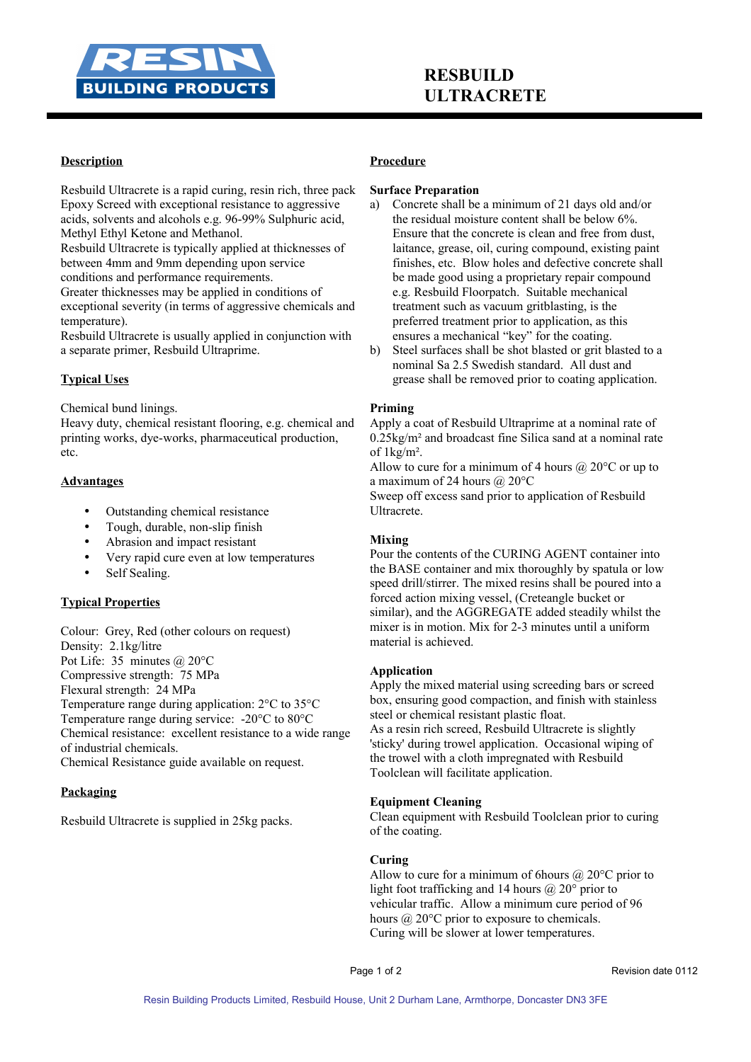RESIN BUILDING PRODUCTS

# RESBUILD ULTRACRETE

## Description

Resbuild Ultracrete is a rapid curing, resin rich, three pack Epoxy Screed with exceptional resistance to aggressive acids, solvents and alcohols e.g. 96-99% Sulphuric acid, Methyl Ethyl Ketone and Methanol.
Resbuild Ultracrete is typically applied at thicknesses of between 4mm and 9mm depending upon service conditions and performance requirements.
Greater thicknesses may be applied in conditions of exceptional severity (in terms of aggressive chemicals and temperature).
Resbuild Ultracrete is usually applied in conjunction with a separate primer, Resbuild Ultraprime.

## Typical Uses

Chemical bund linings.
Heavy duty, chemical resistant flooring, e.g. chemical and printing works, dye-works, pharmaceutical production, etc.

## Advantages

- Outstanding chemical resistance
- Tough, durable, non-slip finish
- Abrasion and impact resistant
- Very rapid cure even at low temperatures
- Self Sealing.

## Typical Properties

Colour: Grey, Red (other colours on request)
Density: 2.1kg/litre
Pot Life: 35 minutes @ 20°C
Compressive strength: 75 MPa
Flexural strength: 24 MPa
Temperature range during application: 2°C to 35°C
Temperature range during service: -20°C to 80°C
Chemical resistance: excellent resistance to a wide range of industrial chemicals.
Chemical Resistance guide available on request.

## Packaging

Resbuild Ultracrete is supplied in 25kg packs.

## Procedure

### Surface Preparation

a) Concrete shall be a minimum of 21 days old and/or the residual moisture content shall be below 6%. Ensure that the concrete is clean and free from dust, laitance, grease, oil, curing compound, existing paint finishes, etc. Blow holes and defective concrete shall be made good using a proprietary repair compound e.g. Resbuild Floorpatch. Suitable mechanical treatment such as vacuum gritblasting, is the preferred treatment prior to application, as this ensures a mechanical "key" for the coating.

b) Steel surfaces shall be shot blasted or grit blasted to a nominal Sa 2.5 Swedish standard. All dust and grease shall be removed prior to coating application.

### Priming

Apply a coat of Resbuild Ultraprime at a nominal rate of 0.25kg/m² and broadcast fine Silica sand at a nominal rate of 1kg/m².
Allow to cure for a minimum of 4 hours @ 20°C or up to a maximum of 24 hours @ 20°C
Sweep off excess sand prior to application of Resbuild Ultracrete.

### Mixing

Pour the contents of the CURING AGENT container into the BASE container and mix thoroughly by spatula or low speed drill/stirrer. The mixed resins shall be poured into a forced action mixing vessel, (Creteangle bucket or similar), and the AGGREGATE added steadily whilst the mixer is in motion. Mix for 2-3 minutes until a uniform material is achieved.

### Application

Apply the mixed material using screeding bars or screed box, ensuring good compaction, and finish with stainless steel or chemical resistant plastic float.
As a resin rich screed, Resbuild Ultracrete is slightly 'sticky' during trowel application. Occasional wiping of the trowel with a cloth impregnated with Resbuild Toolclean will facilitate application.

### Equipment Cleaning

Clean equipment with Resbuild Toolclean prior to curing of the coating.

### Curing

Allow to cure for a minimum of 6hours @ 20°C prior to light foot trafficking and 14 hours @ 20° prior to vehicular traffic. Allow a minimum cure period of 96 hours @ 20°C prior to exposure to chemicals.
Curing will be slower at lower temperatures.

Revision date 0112

Resin Building Products Limited, Resbuild House, Unit 2 Durham Lane, Armthorpe, Doncaster DN3 3FE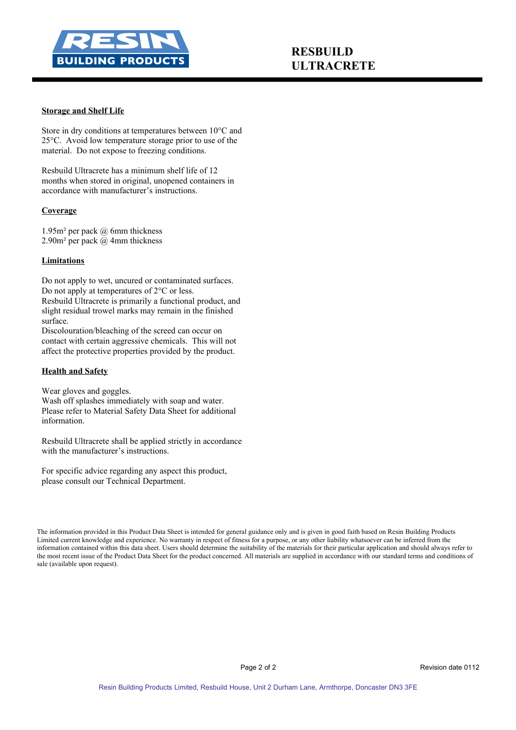# RESBUILD ULTRACRETE

## Storage and Shelf Life

Store in dry conditions at temperatures between 10°C and 25°C. Avoid low temperature storage prior to use of the material. Do not expose to freezing conditions.

Resbuild Ultracrete has a minimum shelf life of 12 months when stored in original, unopened containers in accordance with manufacturer's instructions.

## Coverage

1.95m² per pack @ 6mm thickness
2.90m² per pack @ 4mm thickness

## Limitations

Do not apply to wet, uncured or contaminated surfaces.
Do not apply at temperatures of 2°C or less.
Resbuild Ultracrete is primarily a functional product, and slight residual trowel marks may remain in the finished surface.
Discolouration/bleaching of the screed can occur on contact with certain aggressive chemicals. This will not affect the protective properties provided by the product.

## Health and Safety

Wear gloves and goggles.
Wash off splashes immediately with soap and water.
Please refer to Material Safety Data Sheet for additional information.

Resbuild Ultracrete shall be applied strictly in accordance with the manufacturer's instructions.

For specific advice regarding any aspect this product, please consult our Technical Department.

The information provided in this Product Data Sheet is intended for general guidance only and is given in good faith based on Resin Building Products Limited current knowledge and experience. No warranty in respect of fitness for a purpose, or any other liability whatsoever can be inferred from the information contained within this data sheet. Users should determine the suitability of the materials for their particular application and should always refer to the most recent issue of the Product Data Sheet for the product concerned. All materials are supplied in accordance with our standard terms and conditions of sale (available upon request).

Revision date 0112

Resin Building Products Limited, Resbuild House, Unit 2 Durham Lane, Armthorpe, Doncaster DN3 3FE